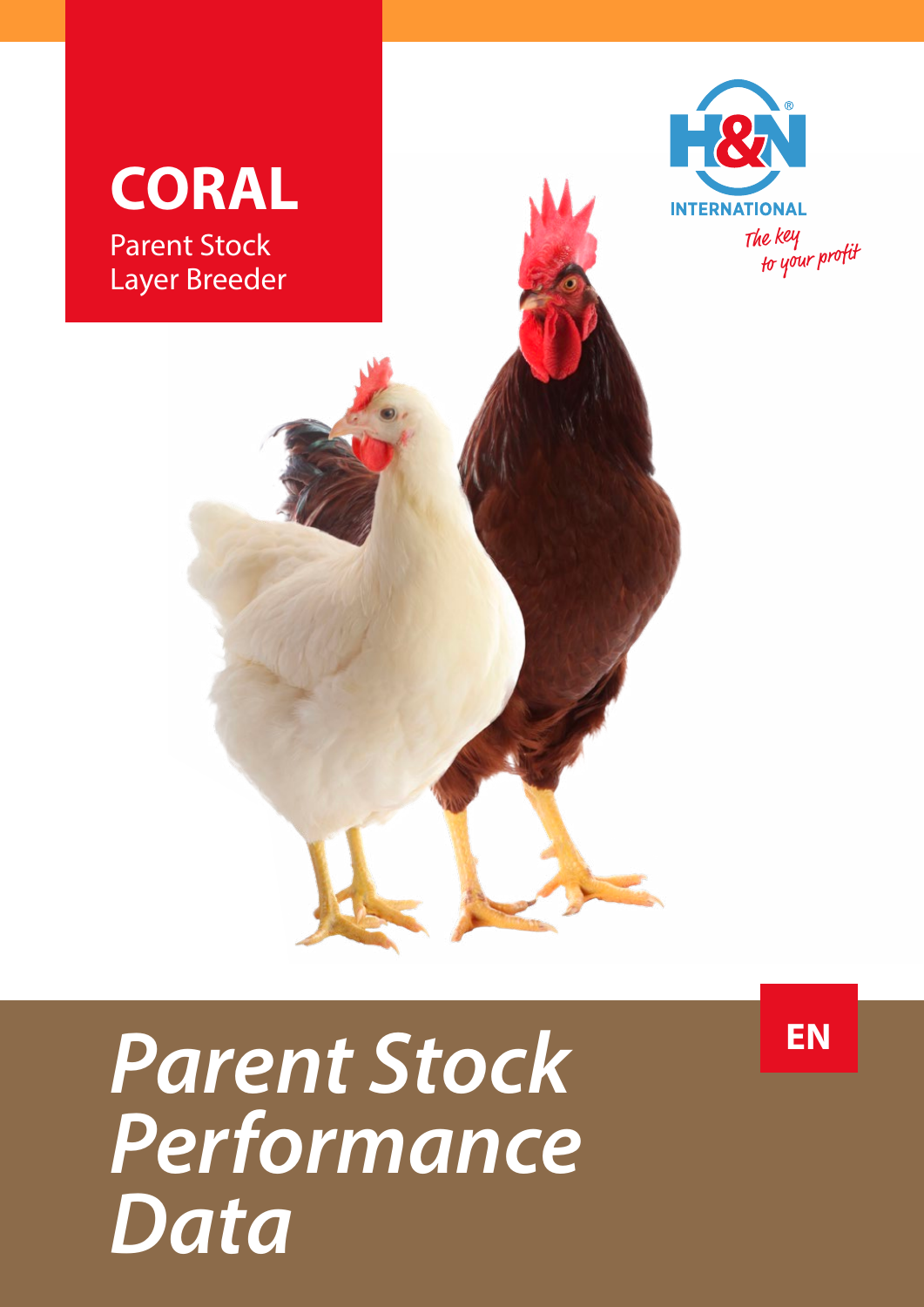# CORAL

Parent Stock
Layer Breeder

H&N INTERNATIONAL

*The key to your profit*

# *Parent Stock Performance Data*

**EN**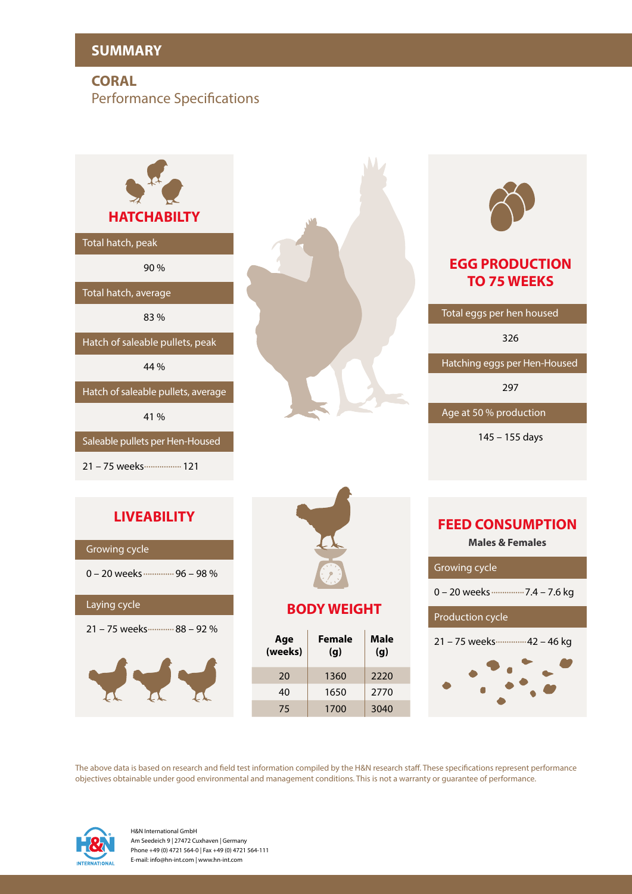## SUMMARY

**CORAL**
Performance Specifications

### HATCHABILTY

| | |
|---|---|
| Total hatch, peak | 90 % |
| Total hatch, average | 83 % |
| Hatch of saleable pullets, peak | 44 % |
| Hatch of saleable pullets, average | 41 % |
| Saleable pullets per Hen-Housed | 21 – 75 weeks ........ 121 |

### EGG PRODUCTION TO 75 WEEKS

| | |
|---|---|
| Total eggs per hen housed | 326 |
| Hatching eggs per Hen-Housed | 297 |
| Age at 50 % production | 145 – 155 days |

### LIVEABILITY

| | |
|---|---|
| Growing cycle | 0 – 20 weeks ........ 96 – 98 % |
| Laying cycle | 21 – 75 weeks ........ 88 – 92 % |

### BODY WEIGHT

| Age (weeks) | Female (g) | Male (g) |
|---|---|---|
| 20 | 1360 | 2220 |
| 40 | 1650 | 2770 |
| 75 | 1700 | 3040 |

### FEED CONSUMPTION

**Males & Females**

| | |
|---|---|
| Growing cycle | 0 – 20 weeks ........ 7.4 – 7.6 kg |
| Production cycle | 21 – 75 weeks ........ 42 – 46 kg |

The above data is based on research and field test information compiled by the H&N research staff. These specifications represent performance objectives obtainable under good environmental and management conditions. This is not a warranty or guarantee of performance.

H&N International GmbH
Am Seedeich 9 | 27472 Cuxhaven | Germany
Phone +49 (0) 4721 564-0 | Fax +49 (0) 4721 564-111
E-mail: info@hn-int.com | www.hn-int.com